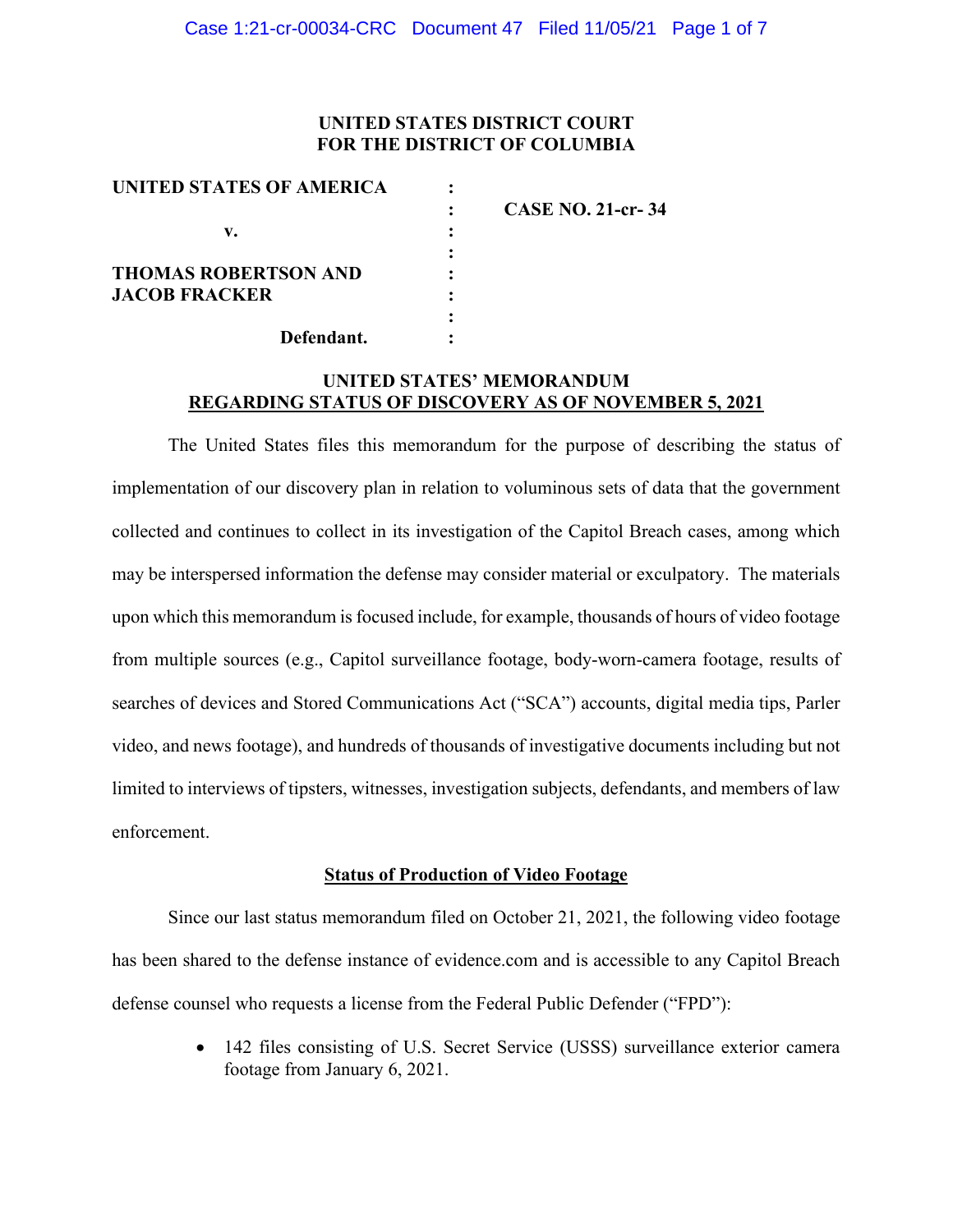**UNITED STATES DISTRICT COURT**
**FOR THE DISTRICT OF COLUMBIA**

| | | |
|---|---|---|
| **UNITED STATES OF AMERICA** | : | |
| | : | **CASE NO. 21-cr- 34** |
| **v.** | : | |
| | : | |
| **THOMAS ROBERTSON AND** | : | |
| **JACOB FRACKER** | : | |
| | : | |
| **Defendant.** | : | |

**UNITED STATES' MEMORANDUM**
**REGARDING STATUS OF DISCOVERY AS OF NOVEMBER 5, 2021**

The United States files this memorandum for the purpose of describing the status of implementation of our discovery plan in relation to voluminous sets of data that the government collected and continues to collect in its investigation of the Capitol Breach cases, among which may be interspersed information the defense may consider material or exculpatory. The materials upon which this memorandum is focused include, for example, thousands of hours of video footage from multiple sources (e.g., Capitol surveillance footage, body-worn-camera footage, results of searches of devices and Stored Communications Act ("SCA") accounts, digital media tips, Parler video, and news footage), and hundreds of thousands of investigative documents including but not limited to interviews of tipsters, witnesses, investigation subjects, defendants, and members of law enforcement.

**Status of Production of Video Footage**

Since our last status memorandum filed on October 21, 2021, the following video footage has been shared to the defense instance of evidence.com and is accessible to any Capitol Breach defense counsel who requests a license from the Federal Public Defender ("FPD"):

- 142 files consisting of U.S. Secret Service (USSS) surveillance exterior camera footage from January 6, 2021.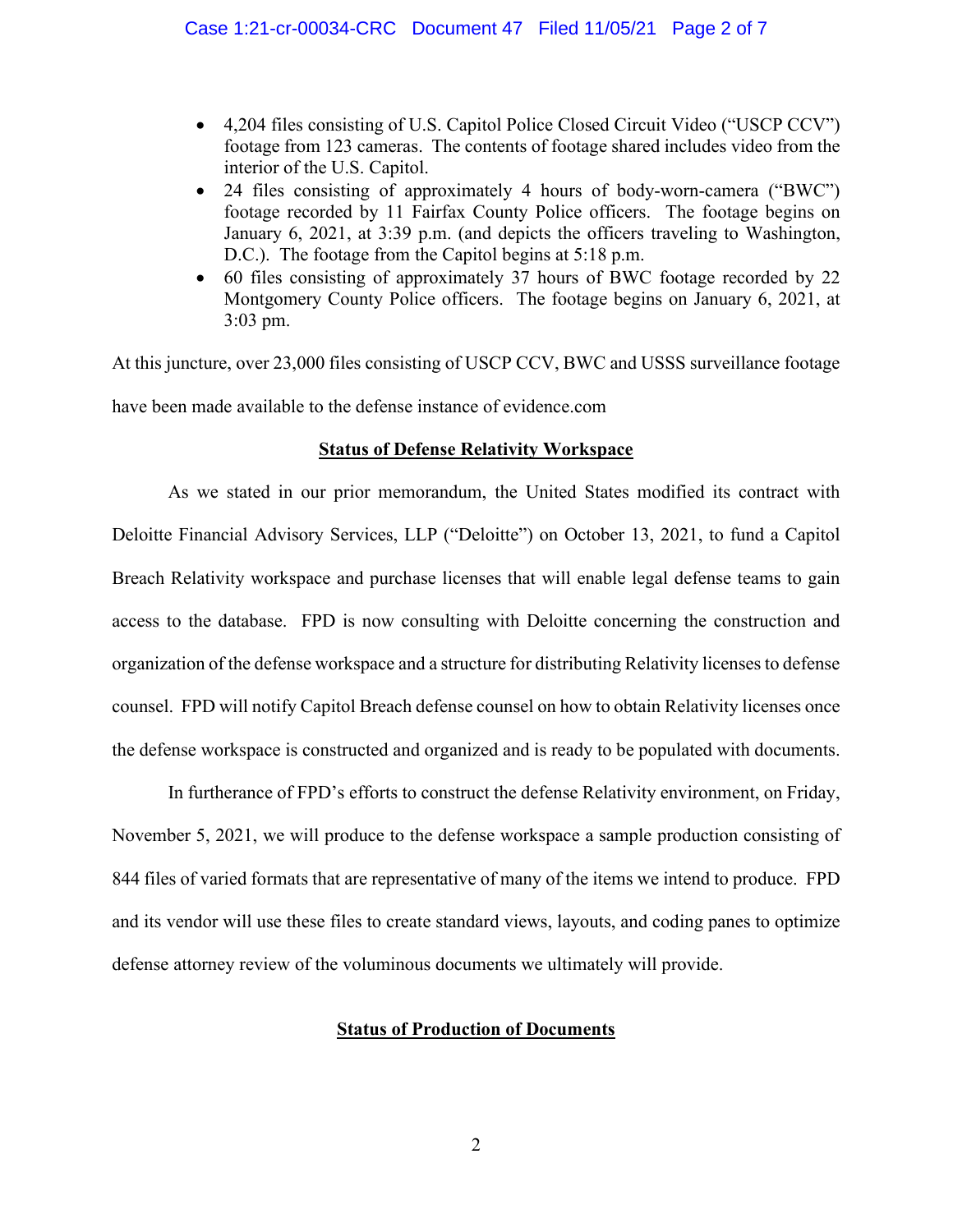- 4,204 files consisting of U.S. Capitol Police Closed Circuit Video ("USCP CCV") footage from 123 cameras. The contents of footage shared includes video from the interior of the U.S. Capitol.
- 24 files consisting of approximately 4 hours of body-worn-camera ("BWC") footage recorded by 11 Fairfax County Police officers. The footage begins on January 6, 2021, at 3:39 p.m. (and depicts the officers traveling to Washington, D.C.). The footage from the Capitol begins at 5:18 p.m.
- 60 files consisting of approximately 37 hours of BWC footage recorded by 22 Montgomery County Police officers. The footage begins on January 6, 2021, at 3:03 pm.

At this juncture, over 23,000 files consisting of USCP CCV, BWC and USSS surveillance footage have been made available to the defense instance of evidence.com

**Status of Defense Relativity Workspace**

As we stated in our prior memorandum, the United States modified its contract with Deloitte Financial Advisory Services, LLP ("Deloitte") on October 13, 2021, to fund a Capitol Breach Relativity workspace and purchase licenses that will enable legal defense teams to gain access to the database. FPD is now consulting with Deloitte concerning the construction and organization of the defense workspace and a structure for distributing Relativity licenses to defense counsel. FPD will notify Capitol Breach defense counsel on how to obtain Relativity licenses once the defense workspace is constructed and organized and is ready to be populated with documents.

In furtherance of FPD's efforts to construct the defense Relativity environment, on Friday, November 5, 2021, we will produce to the defense workspace a sample production consisting of 844 files of varied formats that are representative of many of the items we intend to produce. FPD and its vendor will use these files to create standard views, layouts, and coding panes to optimize defense attorney review of the voluminous documents we ultimately will provide.

**Status of Production of Documents**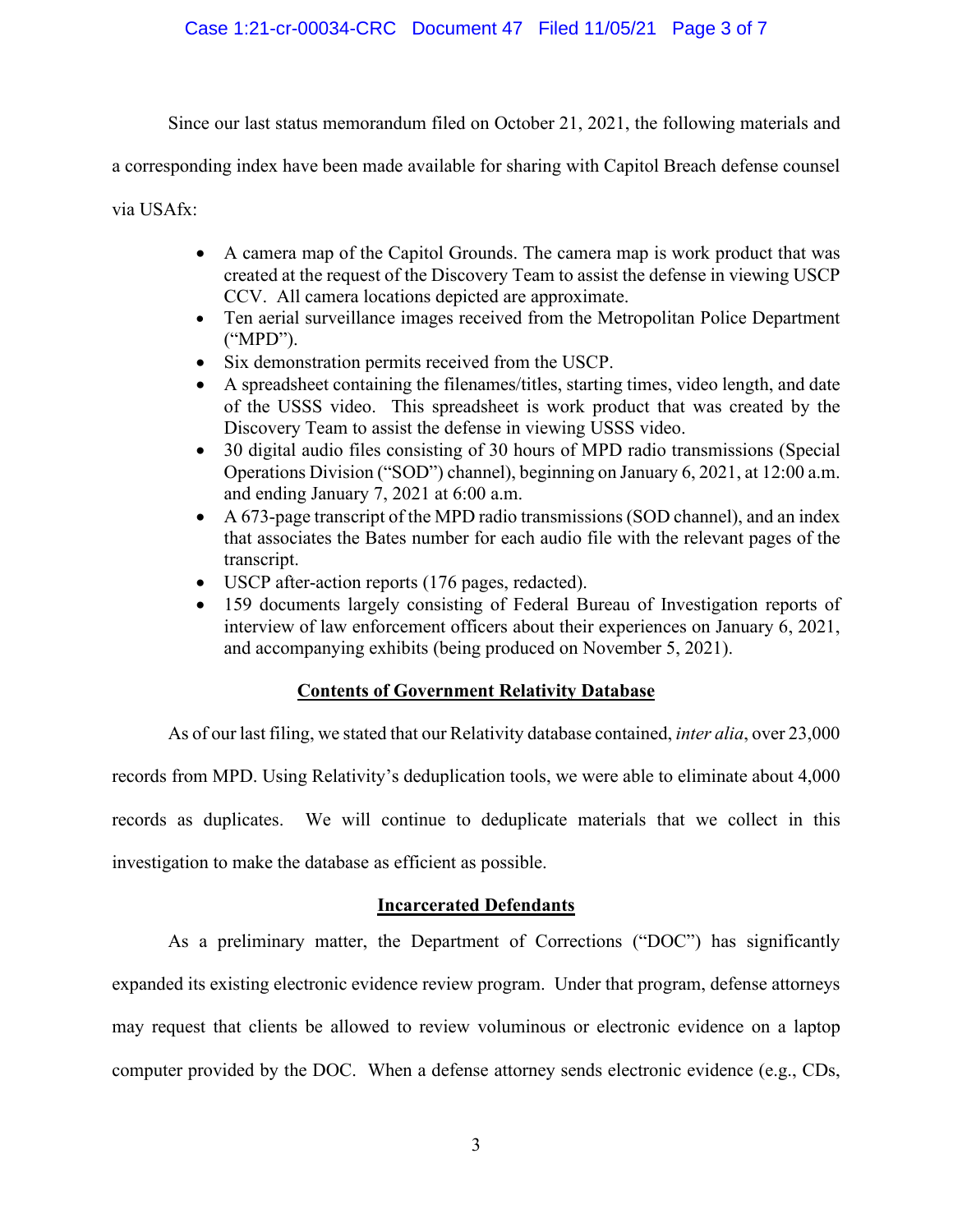Since our last status memorandum filed on October 21, 2021, the following materials and a corresponding index have been made available for sharing with Capitol Breach defense counsel via USAfx:

- A camera map of the Capitol Grounds. The camera map is work product that was created at the request of the Discovery Team to assist the defense in viewing USCP CCV. All camera locations depicted are approximate.
- Ten aerial surveillance images received from the Metropolitan Police Department ("MPD").
- Six demonstration permits received from the USCP.
- A spreadsheet containing the filenames/titles, starting times, video length, and date of the USSS video. This spreadsheet is work product that was created by the Discovery Team to assist the defense in viewing USSS video.
- 30 digital audio files consisting of 30 hours of MPD radio transmissions (Special Operations Division ("SOD") channel), beginning on January 6, 2021, at 12:00 a.m. and ending January 7, 2021 at 6:00 a.m.
- A 673-page transcript of the MPD radio transmissions (SOD channel), and an index that associates the Bates number for each audio file with the relevant pages of the transcript.
- USCP after-action reports (176 pages, redacted).
- 159 documents largely consisting of Federal Bureau of Investigation reports of interview of law enforcement officers about their experiences on January 6, 2021, and accompanying exhibits (being produced on November 5, 2021).

**Contents of Government Relativity Database**

As of our last filing, we stated that our Relativity database contained, *inter alia*, over 23,000 records from MPD. Using Relativity's deduplication tools, we were able to eliminate about 4,000 records as duplicates. We will continue to deduplicate materials that we collect in this investigation to make the database as efficient as possible.

**Incarcerated Defendants**

As a preliminary matter, the Department of Corrections ("DOC") has significantly expanded its existing electronic evidence review program. Under that program, defense attorneys may request that clients be allowed to review voluminous or electronic evidence on a laptop computer provided by the DOC. When a defense attorney sends electronic evidence (e.g., CDs,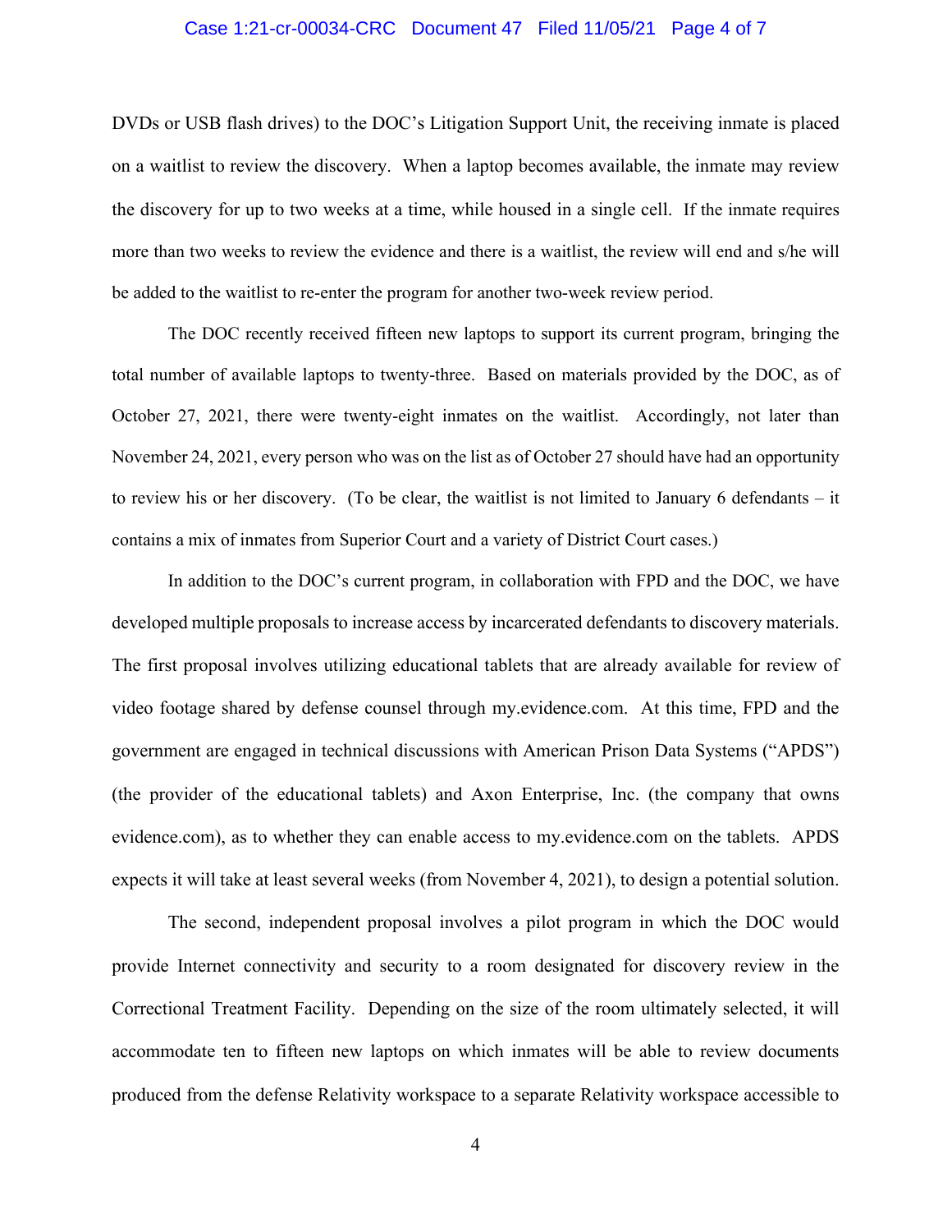DVDs or USB flash drives) to the DOC's Litigation Support Unit, the receiving inmate is placed on a waitlist to review the discovery. When a laptop becomes available, the inmate may review the discovery for up to two weeks at a time, while housed in a single cell. If the inmate requires more than two weeks to review the evidence and there is a waitlist, the review will end and s/he will be added to the waitlist to re-enter the program for another two-week review period.

The DOC recently received fifteen new laptops to support its current program, bringing the total number of available laptops to twenty-three. Based on materials provided by the DOC, as of October 27, 2021, there were twenty-eight inmates on the waitlist. Accordingly, not later than November 24, 2021, every person who was on the list as of October 27 should have had an opportunity to review his or her discovery. (To be clear, the waitlist is not limited to January 6 defendants – it contains a mix of inmates from Superior Court and a variety of District Court cases.)

In addition to the DOC's current program, in collaboration with FPD and the DOC, we have developed multiple proposals to increase access by incarcerated defendants to discovery materials. The first proposal involves utilizing educational tablets that are already available for review of video footage shared by defense counsel through my.evidence.com. At this time, FPD and the government are engaged in technical discussions with American Prison Data Systems ("APDS") (the provider of the educational tablets) and Axon Enterprise, Inc. (the company that owns evidence.com), as to whether they can enable access to my.evidence.com on the tablets. APDS expects it will take at least several weeks (from November 4, 2021), to design a potential solution.

The second, independent proposal involves a pilot program in which the DOC would provide Internet connectivity and security to a room designated for discovery review in the Correctional Treatment Facility. Depending on the size of the room ultimately selected, it will accommodate ten to fifteen new laptops on which inmates will be able to review documents produced from the defense Relativity workspace to a separate Relativity workspace accessible to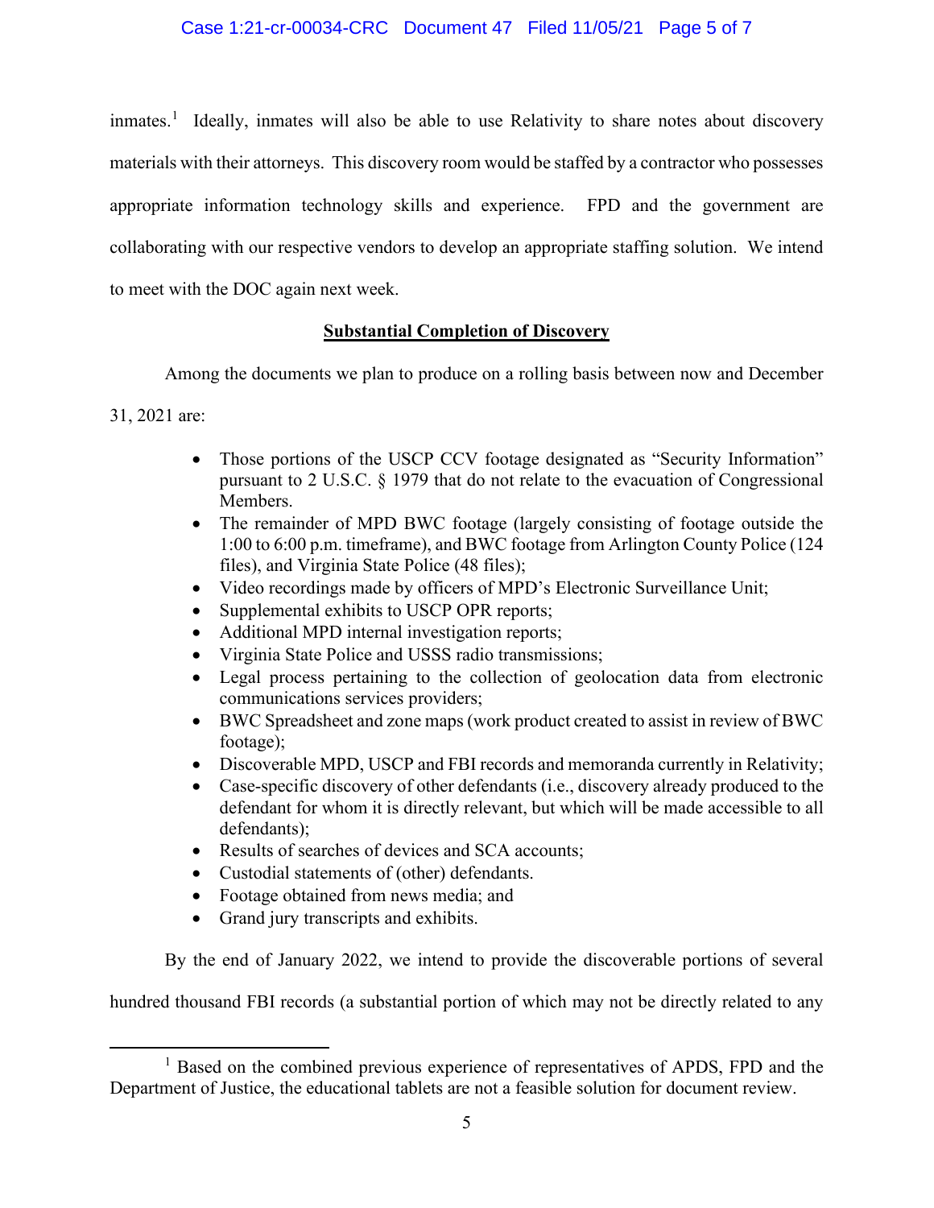inmates.[1] Ideally, inmates will also be able to use Relativity to share notes about discovery materials with their attorneys. This discovery room would be staffed by a contractor who possesses appropriate information technology skills and experience. FPD and the government are collaborating with our respective vendors to develop an appropriate staffing solution. We intend to meet with the DOC again next week.

## Substantial Completion of Discovery

Among the documents we plan to produce on a rolling basis between now and December 31, 2021 are:

- Those portions of the USCP CCV footage designated as "Security Information" pursuant to 2 U.S.C. § 1979 that do not relate to the evacuation of Congressional Members.
- The remainder of MPD BWC footage (largely consisting of footage outside the 1:00 to 6:00 p.m. timeframe), and BWC footage from Arlington County Police (124 files), and Virginia State Police (48 files);
- Video recordings made by officers of MPD's Electronic Surveillance Unit;
- Supplemental exhibits to USCP OPR reports;
- Additional MPD internal investigation reports;
- Virginia State Police and USSS radio transmissions;
- Legal process pertaining to the collection of geolocation data from electronic communications services providers;
- BWC Spreadsheet and zone maps (work product created to assist in review of BWC footage);
- Discoverable MPD, USCP and FBI records and memoranda currently in Relativity;
- Case-specific discovery of other defendants (i.e., discovery already produced to the defendant for whom it is directly relevant, but which will be made accessible to all defendants);
- Results of searches of devices and SCA accounts;
- Custodial statements of (other) defendants.
- Footage obtained from news media; and
- Grand jury transcripts and exhibits.

By the end of January 2022, we intend to provide the discoverable portions of several hundred thousand FBI records (a substantial portion of which may not be directly related to any

---

[1] Based on the combined previous experience of representatives of APDS, FPD and the Department of Justice, the educational tablets are not a feasible solution for document review.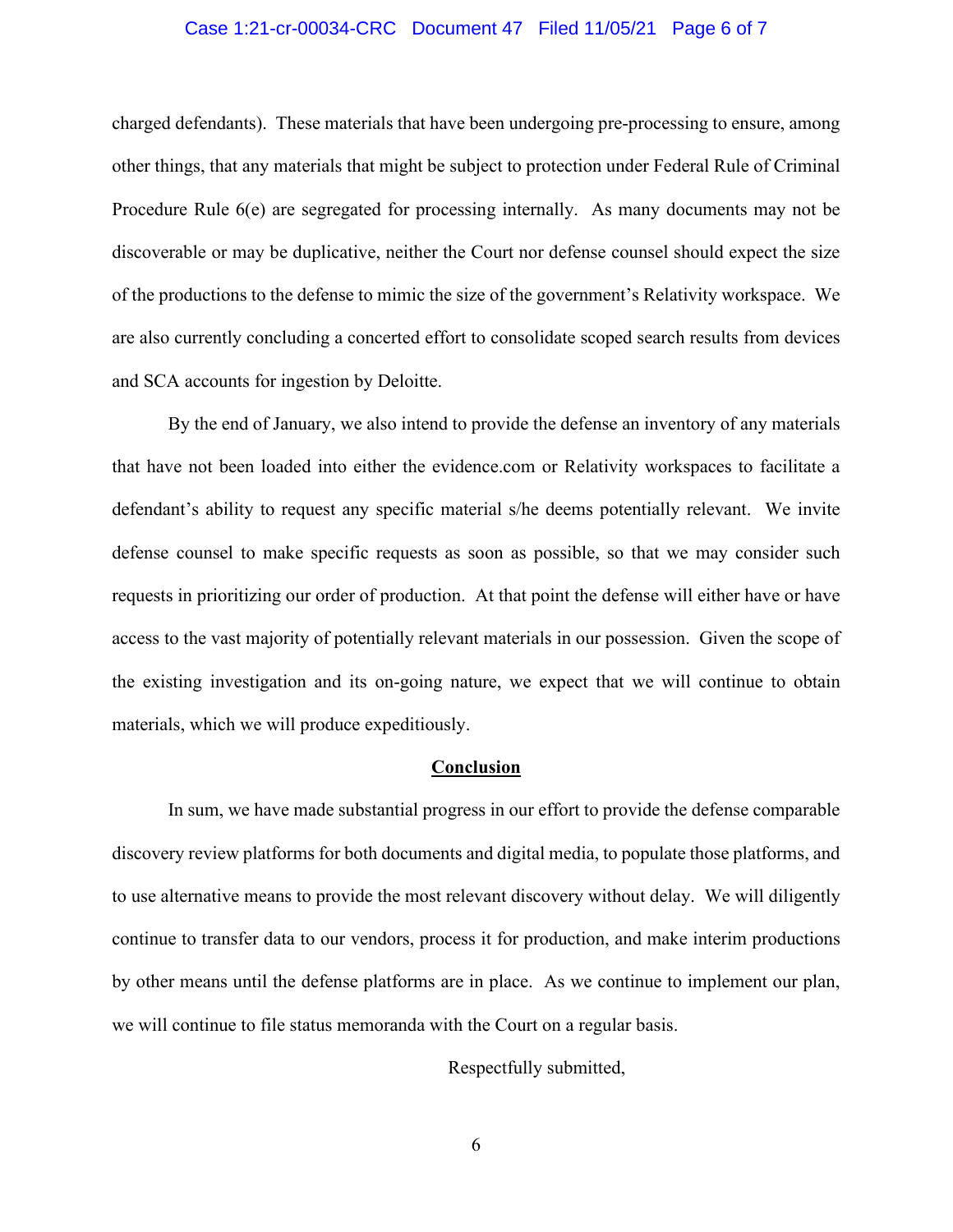charged defendants). These materials that have been undergoing pre-processing to ensure, among other things, that any materials that might be subject to protection under Federal Rule of Criminal Procedure Rule 6(e) are segregated for processing internally. As many documents may not be discoverable or may be duplicative, neither the Court nor defense counsel should expect the size of the productions to the defense to mimic the size of the government's Relativity workspace. We are also currently concluding a concerted effort to consolidate scoped search results from devices and SCA accounts for ingestion by Deloitte.

By the end of January, we also intend to provide the defense an inventory of any materials that have not been loaded into either the evidence.com or Relativity workspaces to facilitate a defendant's ability to request any specific material s/he deems potentially relevant. We invite defense counsel to make specific requests as soon as possible, so that we may consider such requests in prioritizing our order of production. At that point the defense will either have or have access to the vast majority of potentially relevant materials in our possession. Given the scope of the existing investigation and its on-going nature, we expect that we will continue to obtain materials, which we will produce expeditiously.

## Conclusion

In sum, we have made substantial progress in our effort to provide the defense comparable discovery review platforms for both documents and digital media, to populate those platforms, and to use alternative means to provide the most relevant discovery without delay. We will diligently continue to transfer data to our vendors, process it for production, and make interim productions by other means until the defense platforms are in place. As we continue to implement our plan, we will continue to file status memoranda with the Court on a regular basis.

Respectfully submitted,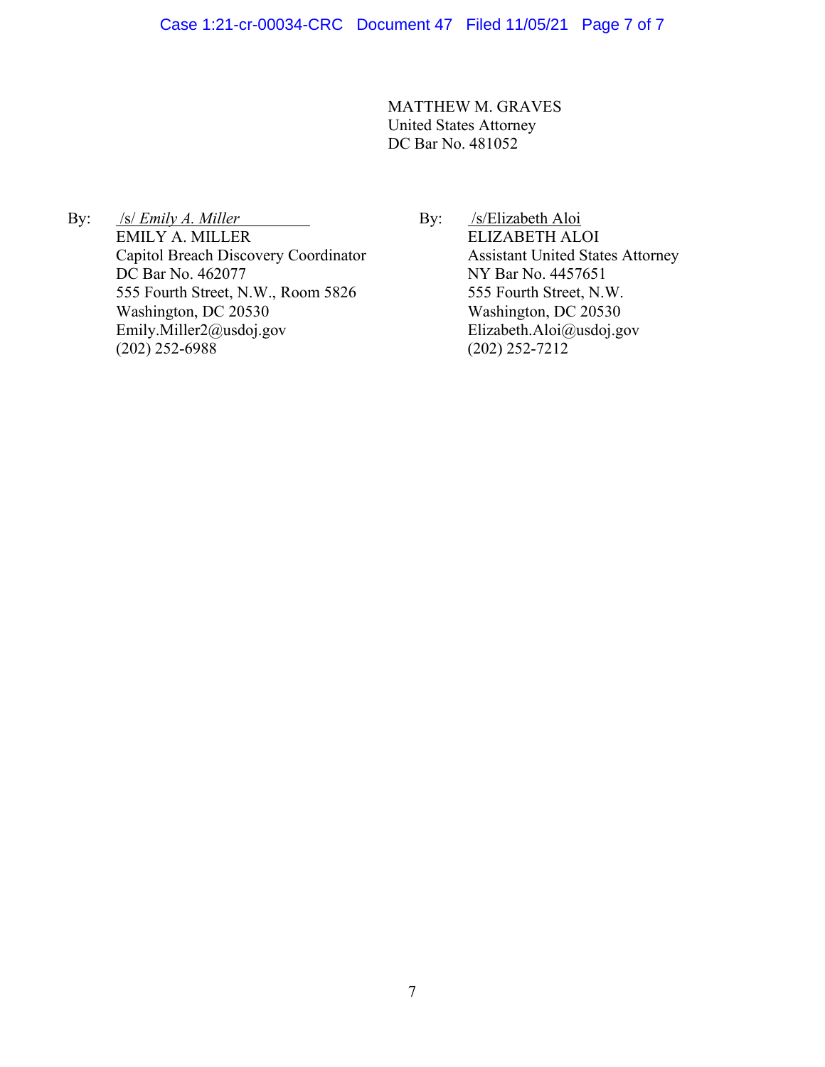MATTHEW M. GRAVES
United States Attorney
DC Bar No. 481052

By: /s/ *Emily A. Miller*
EMILY A. MILLER
Capitol Breach Discovery Coordinator
DC Bar No. 462077
555 Fourth Street, N.W., Room 5826
Washington, DC 20530
Emily.Miller2@usdoj.gov
(202) 252-6988

By: /s/Elizabeth Aloi
ELIZABETH ALOI
Assistant United States Attorney
NY Bar No. 4457651
555 Fourth Street, N.W.
Washington, DC 20530
Elizabeth.Aloi@usdoj.gov
(202) 252-7212